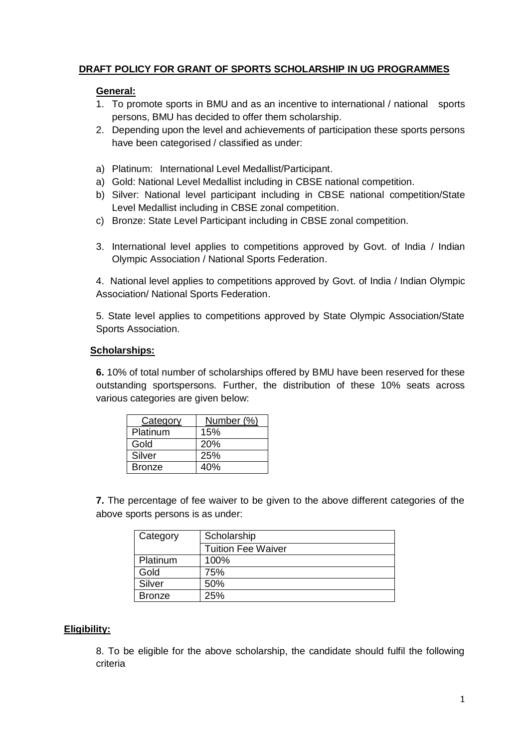## DRAFT POLICY FOR GRANT OF SPORTS SCHOLARSHIP IN UG PROGRAMMES

### General:

1. To promote sports in BMU and as an incentive to international / national sports persons, BMU has decided to offer them scholarship.
2. Depending upon the level and achievements of participation these sports persons have been categorised / classified as under:

a) Platinum: International Level Medallist/Participant.
a) Gold: National Level Medallist including in CBSE national competition.
b) Silver: National level participant including in CBSE national competition/State Level Medallist including in CBSE zonal competition.
c) Bronze: State Level Participant including in CBSE zonal competition.

3. International level applies to competitions approved by Govt. of India / Indian Olympic Association / National Sports Federation.

4. National level applies to competitions approved by Govt. of India / Indian Olympic Association/ National Sports Federation.

5. State level applies to competitions approved by State Olympic Association/State Sports Association.

### Scholarships:

**6.** 10% of total number of scholarships offered by BMU have been reserved for these outstanding sportspersons. Further, the distribution of these 10% seats across various categories are given below:

| Category | Number (%) |
|---|---|
| Platinum | 15% |
| Gold | 20% |
| Silver | 25% |
| Bronze | 40% |

**7.** The percentage of fee waiver to be given to the above different categories of the above sports persons is as under:

| Category | Scholarship |
|---|---|
| | Tuition Fee Waiver |
| Platinum | 100% |
| Gold | 75% |
| Silver | 50% |
| Bronze | 25% |

### Eligibility:

8. To be eligible for the above scholarship, the candidate should fulfil the following criteria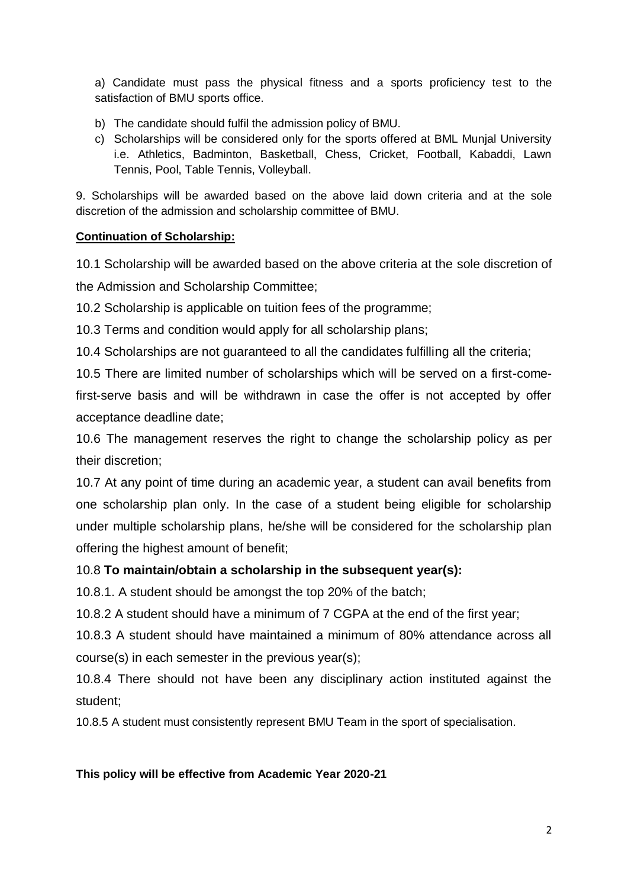a) Candidate must pass the physical fitness and a sports proficiency test to the satisfaction of BMU sports office.

b) The candidate should fulfil the admission policy of BMU.

c) Scholarships will be considered only for the sports offered at BML Munjal University i.e. Athletics, Badminton, Basketball, Chess, Cricket, Football, Kabaddi, Lawn Tennis, Pool, Table Tennis, Volleyball.

9. Scholarships will be awarded based on the above laid down criteria and at the sole discretion of the admission and scholarship committee of BMU.

**Continuation of Scholarship:**

10.1 Scholarship will be awarded based on the above criteria at the sole discretion of the Admission and Scholarship Committee;

10.2 Scholarship is applicable on tuition fees of the programme;

10.3 Terms and condition would apply for all scholarship plans;

10.4 Scholarships are not guaranteed to all the candidates fulfilling all the criteria;

10.5 There are limited number of scholarships which will be served on a first-come-first-serve basis and will be withdrawn in case the offer is not accepted by offer acceptance deadline date;

10.6 The management reserves the right to change the scholarship policy as per their discretion;

10.7 At any point of time during an academic year, a student can avail benefits from one scholarship plan only. In the case of a student being eligible for scholarship under multiple scholarship plans, he/she will be considered for the scholarship plan offering the highest amount of benefit;

10.8 **To maintain/obtain a scholarship in the subsequent year(s):**

10.8.1. A student should be amongst the top 20% of the batch;

10.8.2 A student should have a minimum of 7 CGPA at the end of the first year;

10.8.3 A student should have maintained a minimum of 80% attendance across all course(s) in each semester in the previous year(s);

10.8.4 There should not have been any disciplinary action instituted against the student;

10.8.5 A student must consistently represent BMU Team in the sport of specialisation.

**This policy will be effective from Academic Year 2020-21**